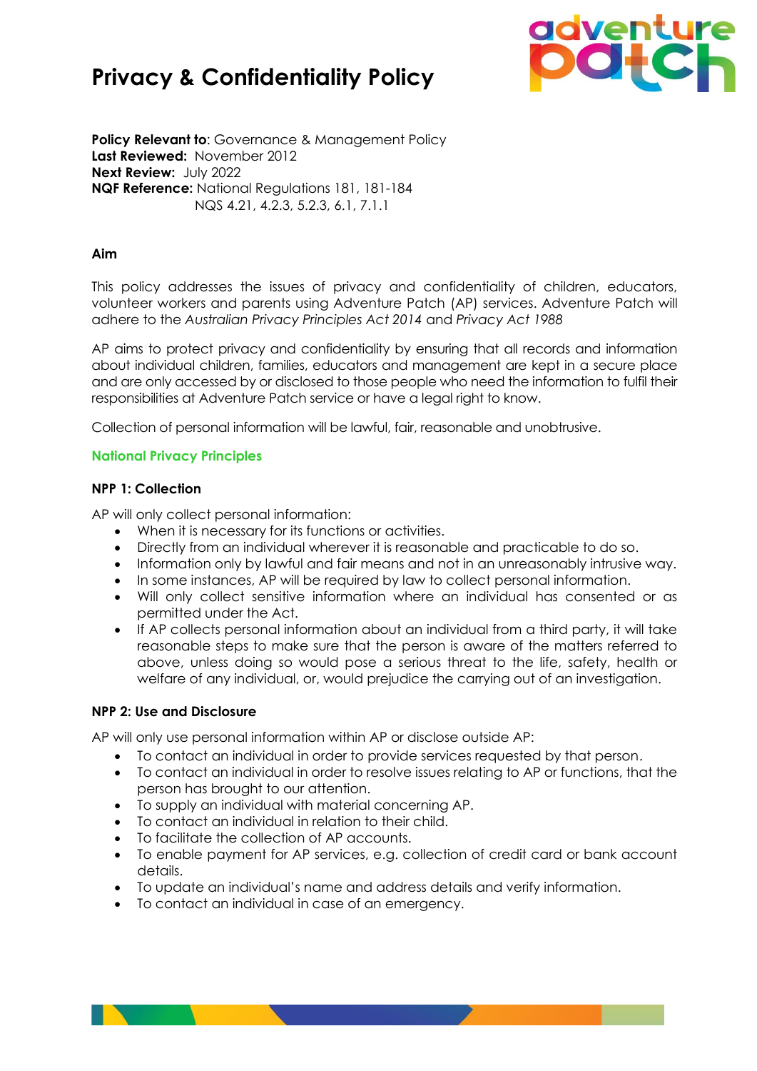# Privacy & Confidentiality Policy

**Policy Relevant to**: Governance & Management Policy
**Last Reviewed:** November 2012
**Next Review:** July 2022
**NQF Reference:** National Regulations 181, 181-184
NQS 4.21, 4.2.3, 5.2.3, 6.1, 7.1.1

### Aim

This policy addresses the issues of privacy and confidentiality of children, educators, volunteer workers and parents using Adventure Patch (AP) services. Adventure Patch will adhere to the *Australian Privacy Principles Act 2014* and *Privacy Act 1988*

AP aims to protect privacy and confidentiality by ensuring that all records and information about individual children, families, educators and management are kept in a secure place and are only accessed by or disclosed to those people who need the information to fulfil their responsibilities at Adventure Patch service or have a legal right to know.

Collection of personal information will be lawful, fair, reasonable and unobtrusive.

## National Privacy Principles

### NPP 1: Collection

AP will only collect personal information:

- When it is necessary for its functions or activities.
- Directly from an individual wherever it is reasonable and practicable to do so.
- Information only by lawful and fair means and not in an unreasonably intrusive way.
- In some instances, AP will be required by law to collect personal information.
- Will only collect sensitive information where an individual has consented or as permitted under the Act.
- If AP collects personal information about an individual from a third party, it will take reasonable steps to make sure that the person is aware of the matters referred to above, unless doing so would pose a serious threat to the life, safety, health or welfare of any individual, or, would prejudice the carrying out of an investigation.

### NPP 2: Use and Disclosure

AP will only use personal information within AP or disclose outside AP:

- To contact an individual in order to provide services requested by that person.
- To contact an individual in order to resolve issues relating to AP or functions, that the person has brought to our attention.
- To supply an individual with material concerning AP.
- To contact an individual in relation to their child.
- To facilitate the collection of AP accounts.
- To enable payment for AP services, e.g. collection of credit card or bank account details.
- To update an individual's name and address details and verify information.
- To contact an individual in case of an emergency.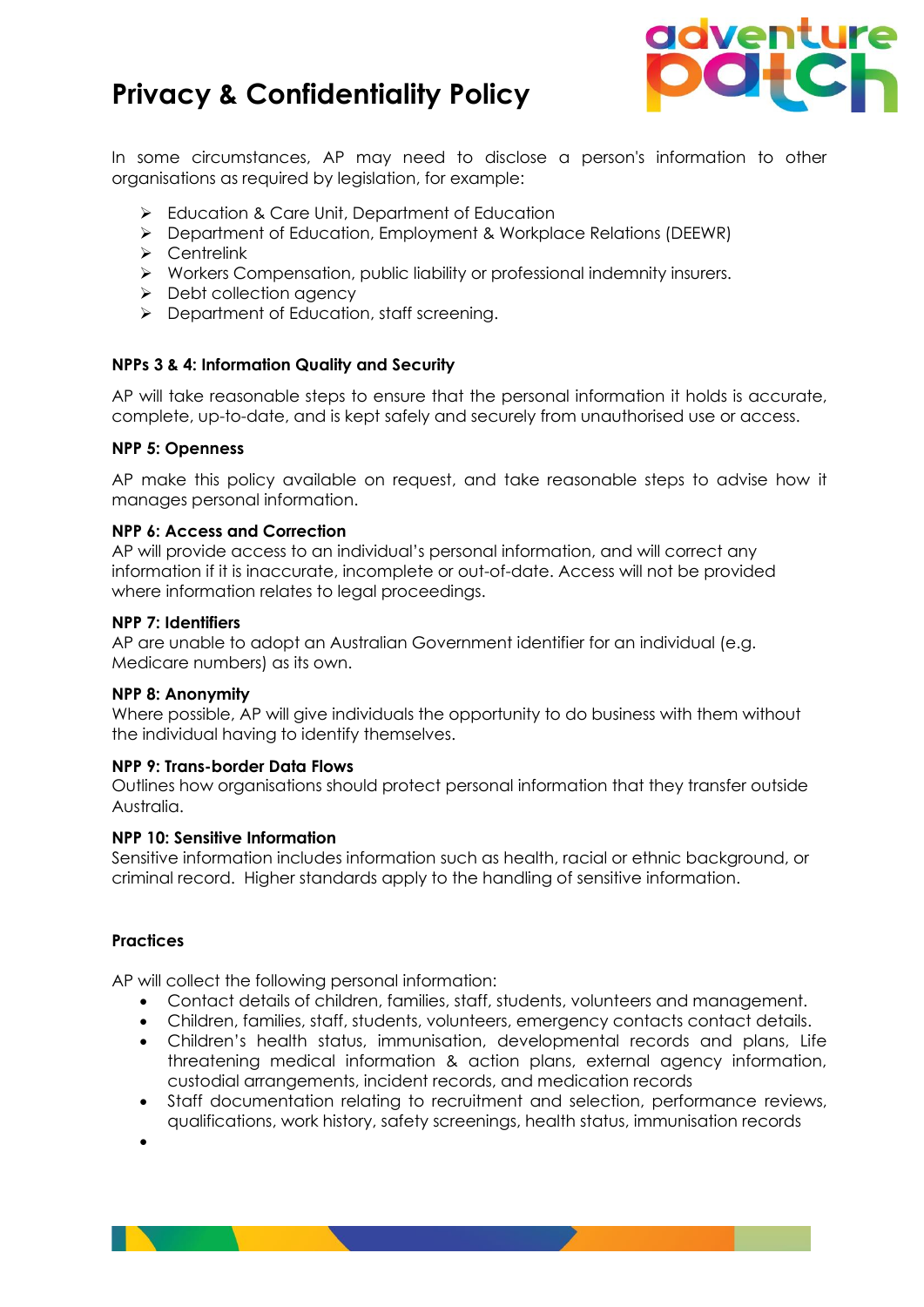# Privacy & Confidentiality Policy

In some circumstances, AP may need to disclose a person's information to other organisations as required by legislation, for example:

- Education & Care Unit, Department of Education
- Department of Education, Employment & Workplace Relations (DEEWR)
- Centrelink
- Workers Compensation, public liability or professional indemnity insurers.
- Debt collection agency
- Department of Education, staff screening.

**NPPs 3 & 4: Information Quality and Security**

AP will take reasonable steps to ensure that the personal information it holds is accurate, complete, up-to-date, and is kept safely and securely from unauthorised use or access.

**NPP 5: Openness**

AP make this policy available on request, and take reasonable steps to advise how it manages personal information.

**NPP 6: Access and Correction**

AP will provide access to an individual's personal information, and will correct any information if it is inaccurate, incomplete or out-of-date. Access will not be provided where information relates to legal proceedings.

**NPP 7: Identifiers**

AP are unable to adopt an Australian Government identifier for an individual (e.g. Medicare numbers) as its own.

**NPP 8: Anonymity**

Where possible, AP will give individuals the opportunity to do business with them without the individual having to identify themselves.

**NPP 9: Trans-border Data Flows**

Outlines how organisations should protect personal information that they transfer outside Australia.

**NPP 10: Sensitive Information**

Sensitive information includes information such as health, racial or ethnic background, or criminal record. Higher standards apply to the handling of sensitive information.

**Practices**

AP will collect the following personal information:

- Contact details of children, families, staff, students, volunteers and management.
- Children, families, staff, students, volunteers, emergency contacts contact details.
- Children's health status, immunisation, developmental records and plans, Life threatening medical information & action plans, external agency information, custodial arrangements, incident records, and medication records
- Staff documentation relating to recruitment and selection, performance reviews, qualifications, work history, safety screenings, health status, immunisation records
-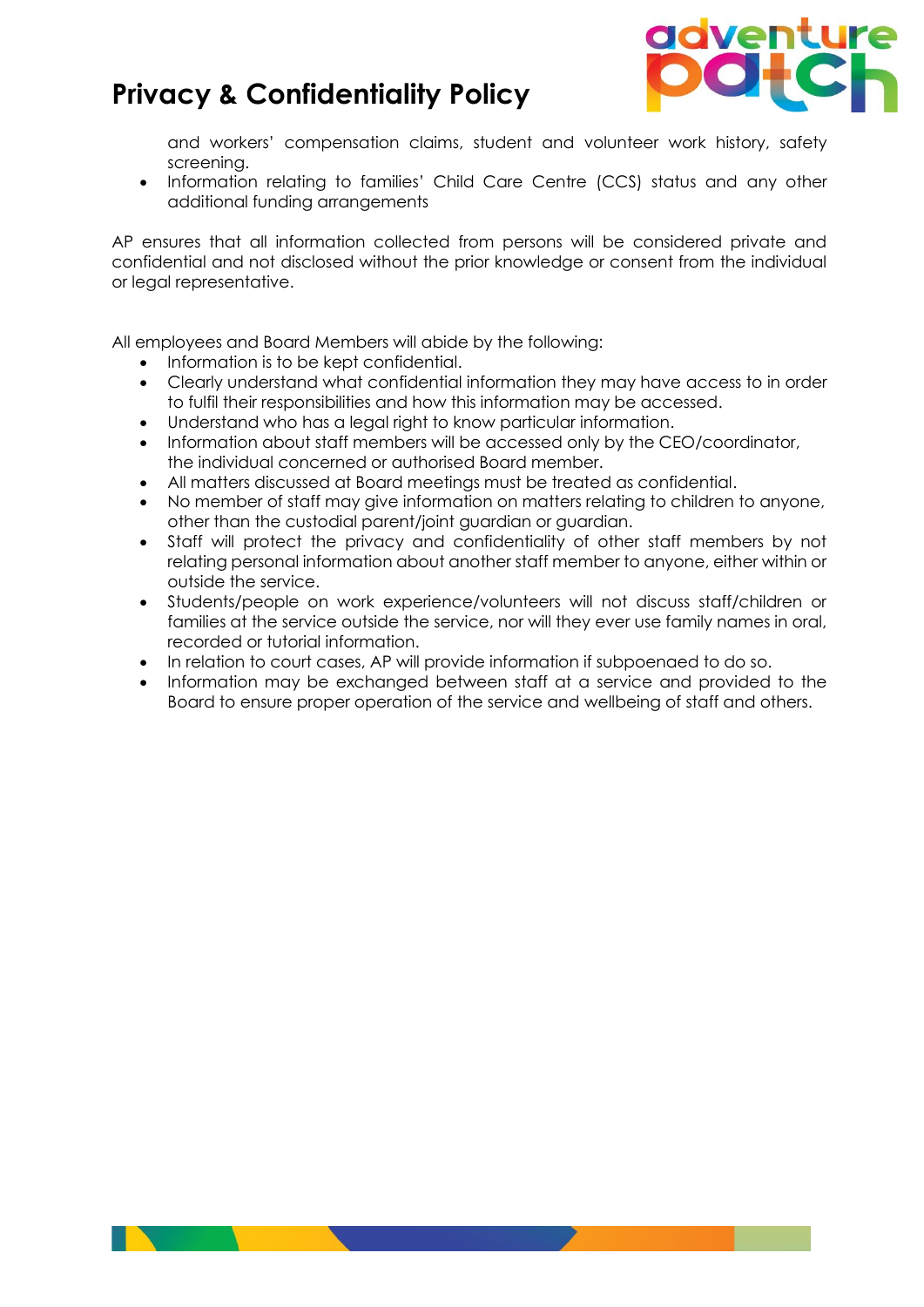and workers' compensation claims, student and volunteer work history, safety screening.
- Information relating to families' Child Care Centre (CCS) status and any other additional funding arrangements

AP ensures that all information collected from persons will be considered private and confidential and not disclosed without the prior knowledge or consent from the individual or legal representative.

All employees and Board Members will abide by the following:

- Information is to be kept confidential.
- Clearly understand what confidential information they may have access to in order to fulfil their responsibilities and how this information may be accessed.
- Understand who has a legal right to know particular information.
- Information about staff members will be accessed only by the CEO/coordinator, the individual concerned or authorised Board member.
- All matters discussed at Board meetings must be treated as confidential.
- No member of staff may give information on matters relating to children to anyone, other than the custodial parent/joint guardian or guardian.
- Staff will protect the privacy and confidentiality of other staff members by not relating personal information about another staff member to anyone, either within or outside the service.
- Students/people on work experience/volunteers will not discuss staff/children or families at the service outside the service, nor will they ever use family names in oral, recorded or tutorial information.
- In relation to court cases, AP will provide information if subpoenaed to do so.
- Information may be exchanged between staff at a service and provided to the Board to ensure proper operation of the service and wellbeing of staff and others.